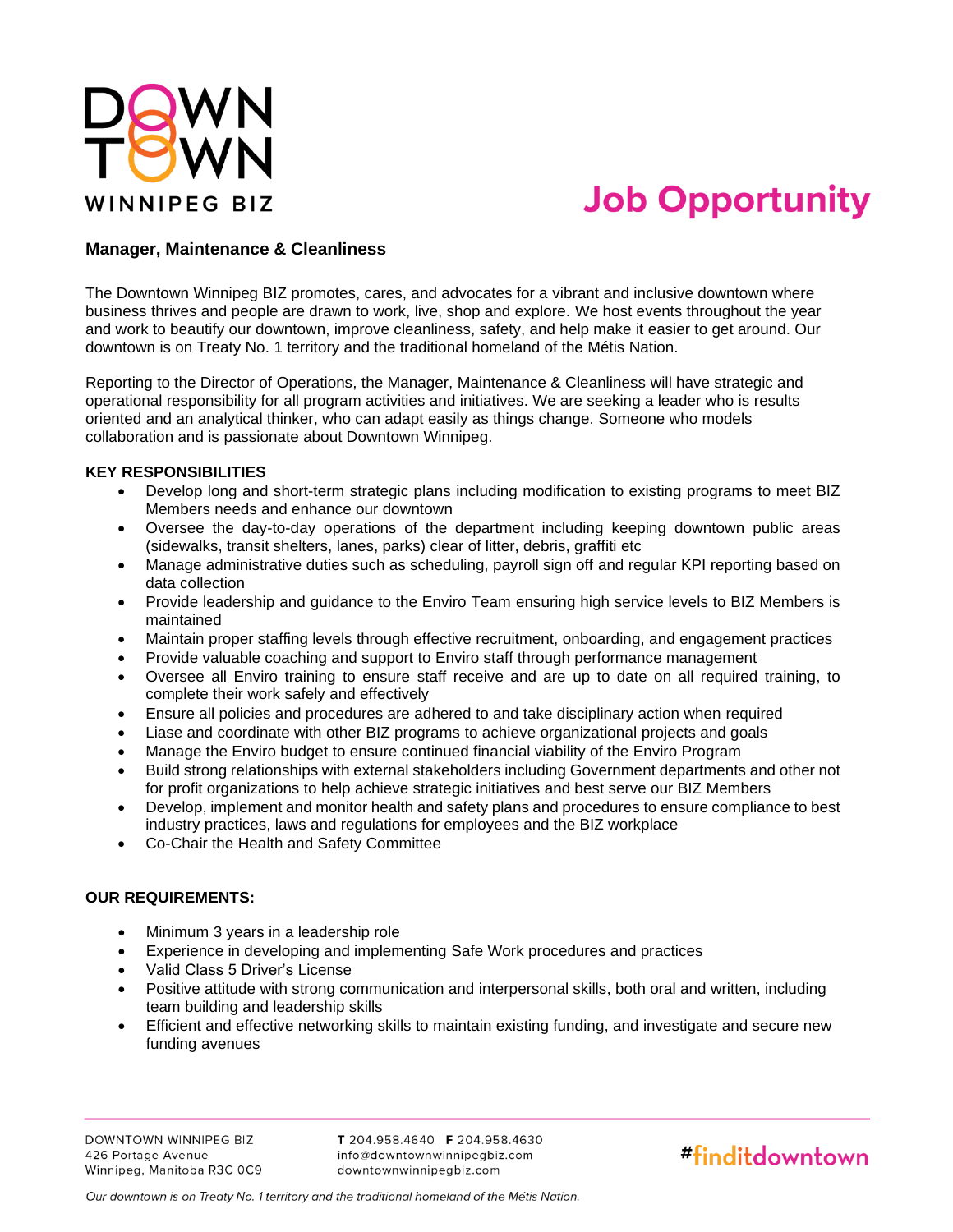DOWNTOWN WINNIPEG BIZ

# Job Opportunity

## Manager, Maintenance & Cleanliness

The Downtown Winnipeg BIZ promotes, cares, and advocates for a vibrant and inclusive downtown where business thrives and people are drawn to work, live, shop and explore. We host events throughout the year and work to beautify our downtown, improve cleanliness, safety, and help make it easier to get around. Our downtown is on Treaty No. 1 territory and the traditional homeland of the Métis Nation.

Reporting to the Director of Operations, the Manager, Maintenance & Cleanliness will have strategic and operational responsibility for all program activities and initiatives. We are seeking a leader who is results oriented and an analytical thinker, who can adapt easily as things change. Someone who models collaboration and is passionate about Downtown Winnipeg.

**KEY RESPONSIBILITIES**

- Develop long and short-term strategic plans including modification to existing programs to meet BIZ Members needs and enhance our downtown
- Oversee the day-to-day operations of the department including keeping downtown public areas (sidewalks, transit shelters, lanes, parks) clear of litter, debris, graffiti etc
- Manage administrative duties such as scheduling, payroll sign off and regular KPI reporting based on data collection
- Provide leadership and guidance to the Enviro Team ensuring high service levels to BIZ Members is maintained
- Maintain proper staffing levels through effective recruitment, onboarding, and engagement practices
- Provide valuable coaching and support to Enviro staff through performance management
- Oversee all Enviro training to ensure staff receive and are up to date on all required training, to complete their work safely and effectively
- Ensure all policies and procedures are adhered to and take disciplinary action when required
- Liase and coordinate with other BIZ programs to achieve organizational projects and goals
- Manage the Enviro budget to ensure continued financial viability of the Enviro Program
- Build strong relationships with external stakeholders including Government departments and other not for profit organizations to help achieve strategic initiatives and best serve our BIZ Members
- Develop, implement and monitor health and safety plans and procedures to ensure compliance to best industry practices, laws and regulations for employees and the BIZ workplace
- Co-Chair the Health and Safety Committee

**OUR REQUIREMENTS:**

- Minimum 3 years in a leadership role
- Experience in developing and implementing Safe Work procedures and practices
- Valid Class 5 Driver's License
- Positive attitude with strong communication and interpersonal skills, both oral and written, including team building and leadership skills
- Efficient and effective networking skills to maintain existing funding, and investigate and secure new funding avenues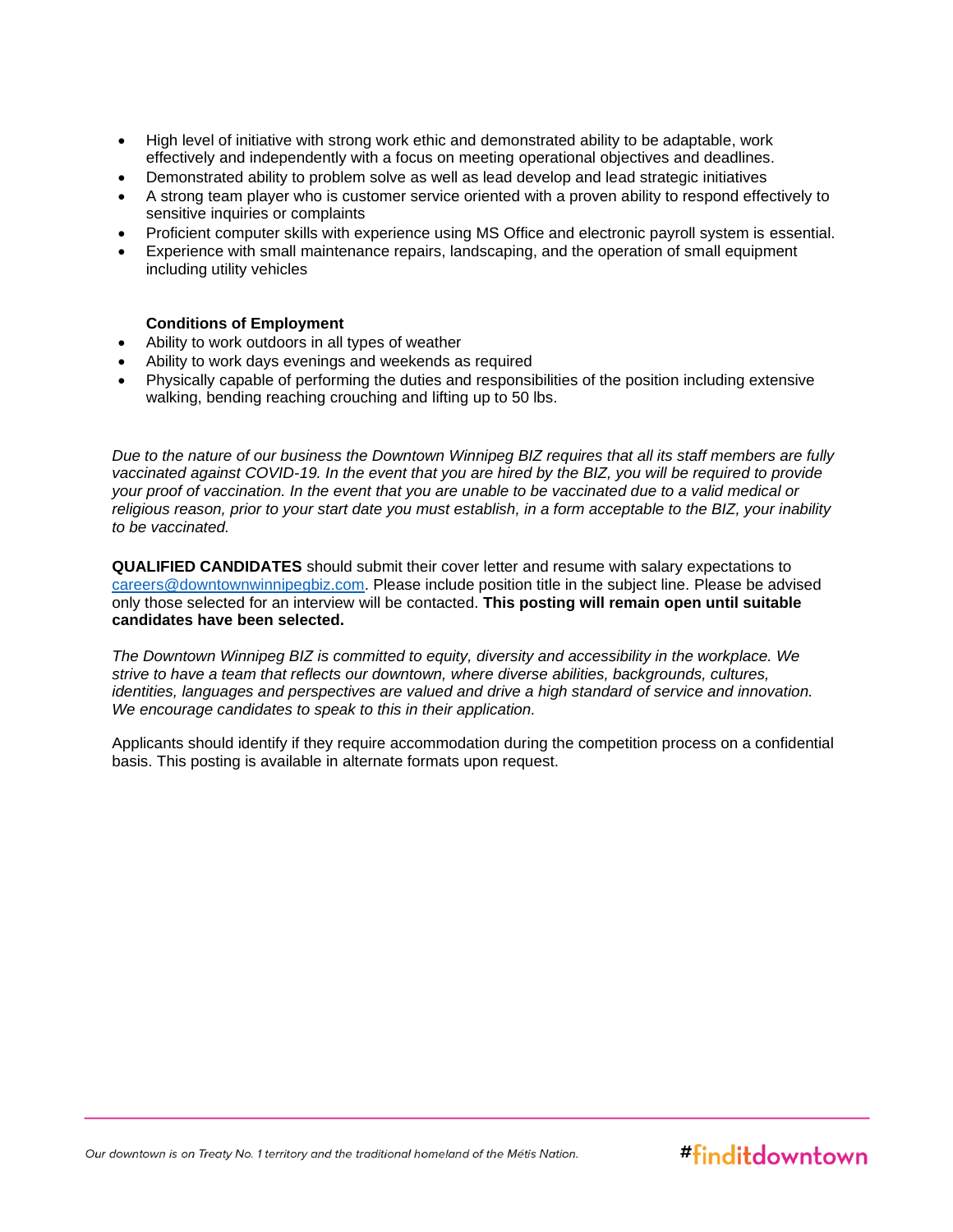- High level of initiative with strong work ethic and demonstrated ability to be adaptable, work effectively and independently with a focus on meeting operational objectives and deadlines.
- Demonstrated ability to problem solve as well as lead develop and lead strategic initiatives
- A strong team player who is customer service oriented with a proven ability to respond effectively to sensitive inquiries or complaints
- Proficient computer skills with experience using MS Office and electronic payroll system is essential.
- Experience with small maintenance repairs, landscaping, and the operation of small equipment including utility vehicles

**Conditions of Employment**

- Ability to work outdoors in all types of weather
- Ability to work days evenings and weekends as required
- Physically capable of performing the duties and responsibilities of the position including extensive walking, bending reaching crouching and lifting up to 50 lbs.

*Due to the nature of our business the Downtown Winnipeg BIZ requires that all its staff members are fully vaccinated against COVID-19. In the event that you are hired by the BIZ, you will be required to provide your proof of vaccination. In the event that you are unable to be vaccinated due to a valid medical or religious reason, prior to your start date you must establish, in a form acceptable to the BIZ, your inability to be vaccinated.*

**QUALIFIED CANDIDATES** should submit their cover letter and resume with salary expectations to careers@downtownwinnipegbiz.com. Please include position title in the subject line. Please be advised only those selected for an interview will be contacted. **This posting will remain open until suitable candidates have been selected.**

*The Downtown Winnipeg BIZ is committed to equity, diversity and accessibility in the workplace. We strive to have a team that reflects our downtown, where diverse abilities, backgrounds, cultures, identities, languages and perspectives are valued and drive a high standard of service and innovation. We encourage candidates to speak to this in their application.*

Applicants should identify if they require accommodation during the competition process on a confidential basis. This posting is available in alternate formats upon request.